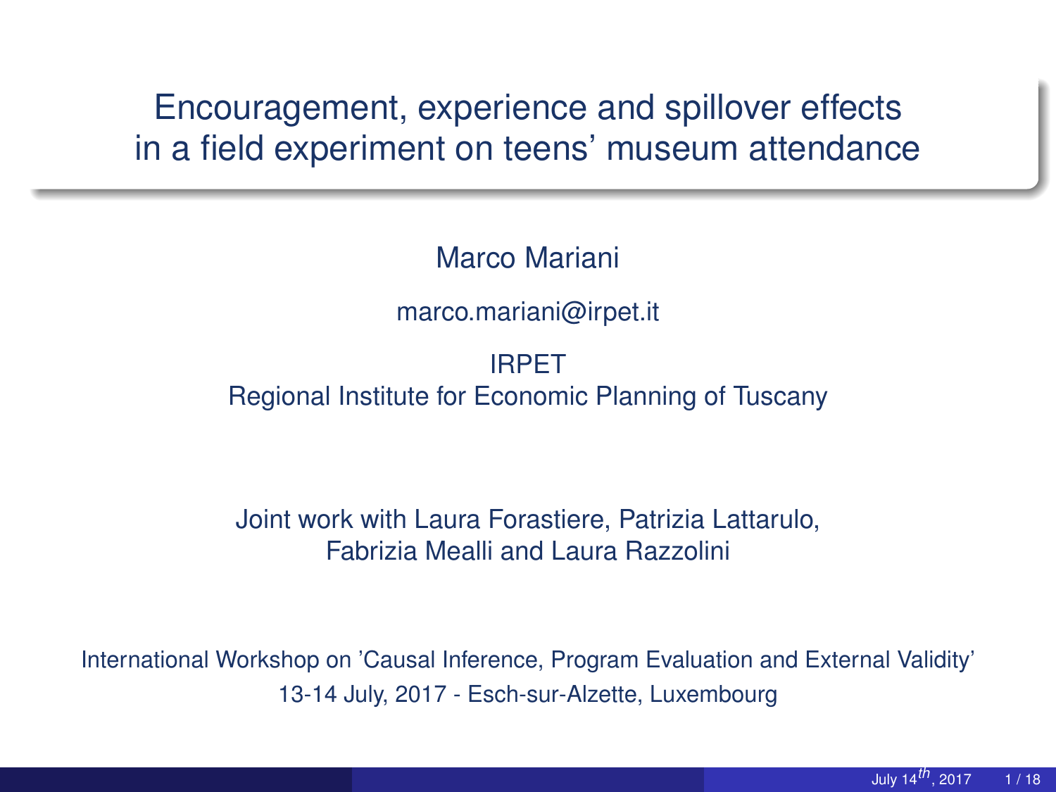# Encouragement, experience and spillover effects in a field experiment on teens' museum attendance

Marco Mariani

marco.mariani@irpet.it

IRPET
Regional Institute for Economic Planning of Tuscany

Joint work with Laura Forastiere, Patrizia Lattarulo, Fabrizia Mealli and Laura Razzolini

International Workshop on 'Causal Inference, Program Evaluation and External Validity'
13-14 July, 2017 - Esch-sur-Alzette, Luxembourg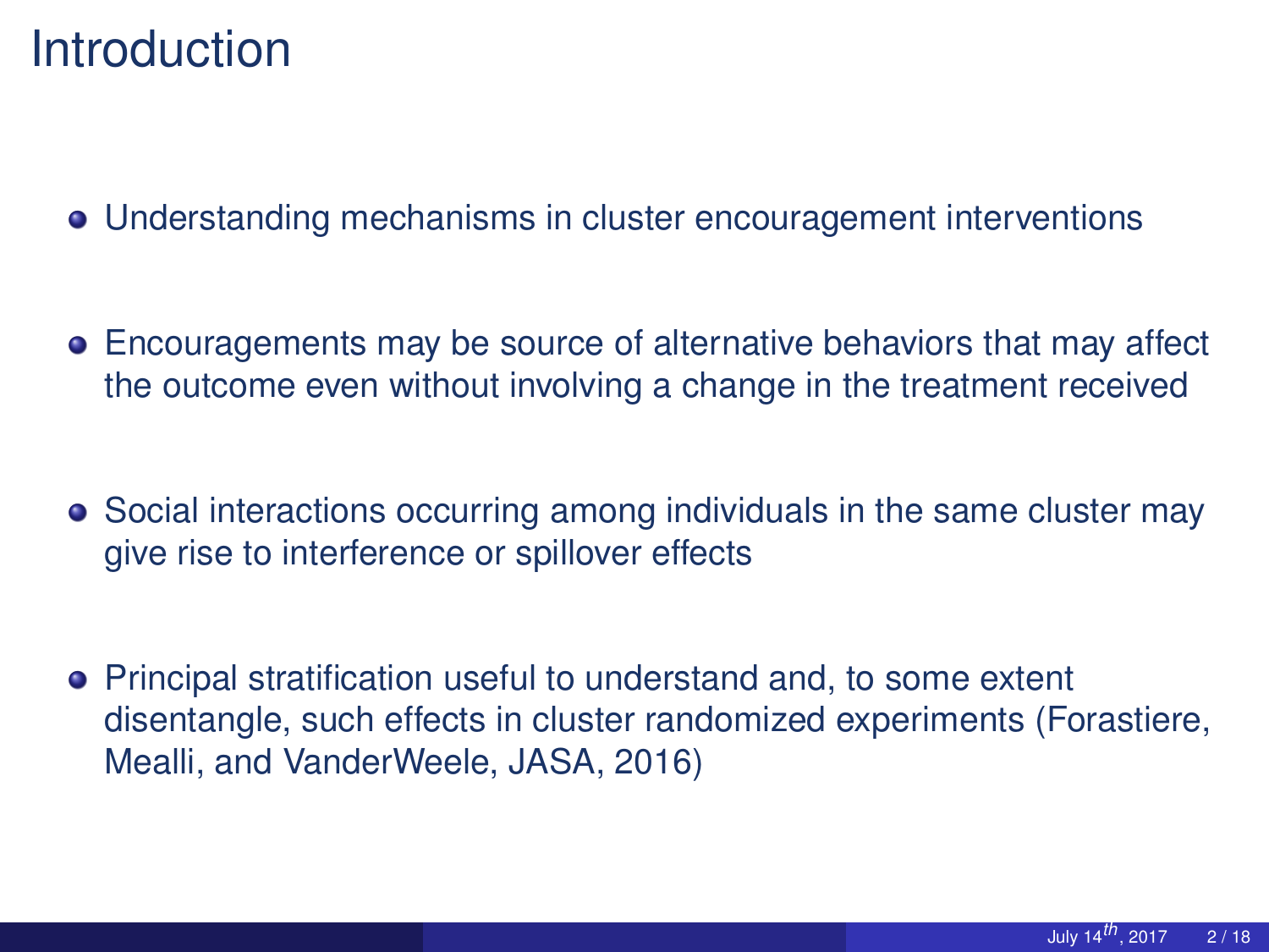# Introduction

- Understanding mechanisms in cluster encouragement interventions
- Encouragements may be source of alternative behaviors that may affect the outcome even without involving a change in the treatment received
- Social interactions occurring among individuals in the same cluster may give rise to interference or spillover effects
- Principal stratification useful to understand and, to some extent disentangle, such effects in cluster randomized experiments (Forastiere, Mealli, and VanderWeele, JASA, 2016)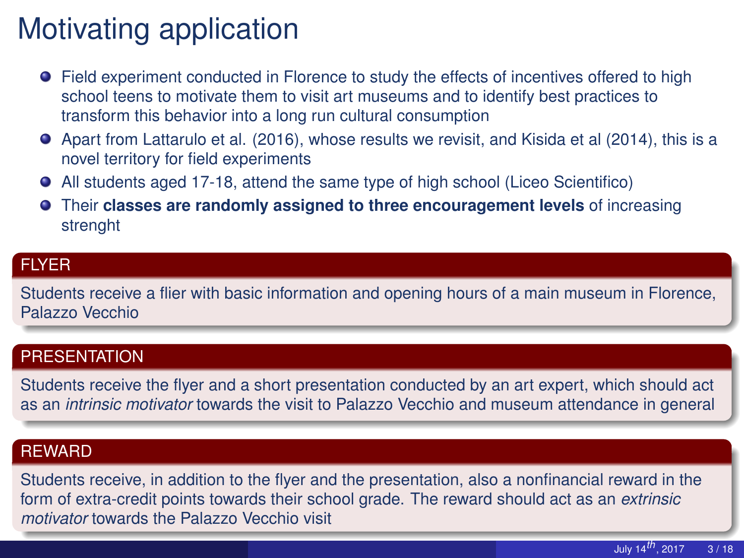# Motivating application

- Field experiment conducted in Florence to study the effects of incentives offered to high school teens to motivate them to visit art museums and to identify best practices to transform this behavior into a long run cultural consumption
- Apart from Lattarulo et al. (2016), whose results we revisit, and Kisida et al (2014), this is a novel territory for field experiments
- All students aged 17-18, attend the same type of high school (Liceo Scientifico)
- Their **classes are randomly assigned to three encouragement levels** of increasing strenght

### FLYER

Students receive a flier with basic information and opening hours of a main museum in Florence, Palazzo Vecchio

### PRESENTATION

Students receive the flyer and a short presentation conducted by an art expert, which should act as an *intrinsic motivator* towards the visit to Palazzo Vecchio and museum attendance in general

### REWARD

Students receive, in addition to the flyer and the presentation, also a nonfinancial reward in the form of extra-credit points towards their school grade. The reward should act as an *extrinsic motivator* towards the Palazzo Vecchio visit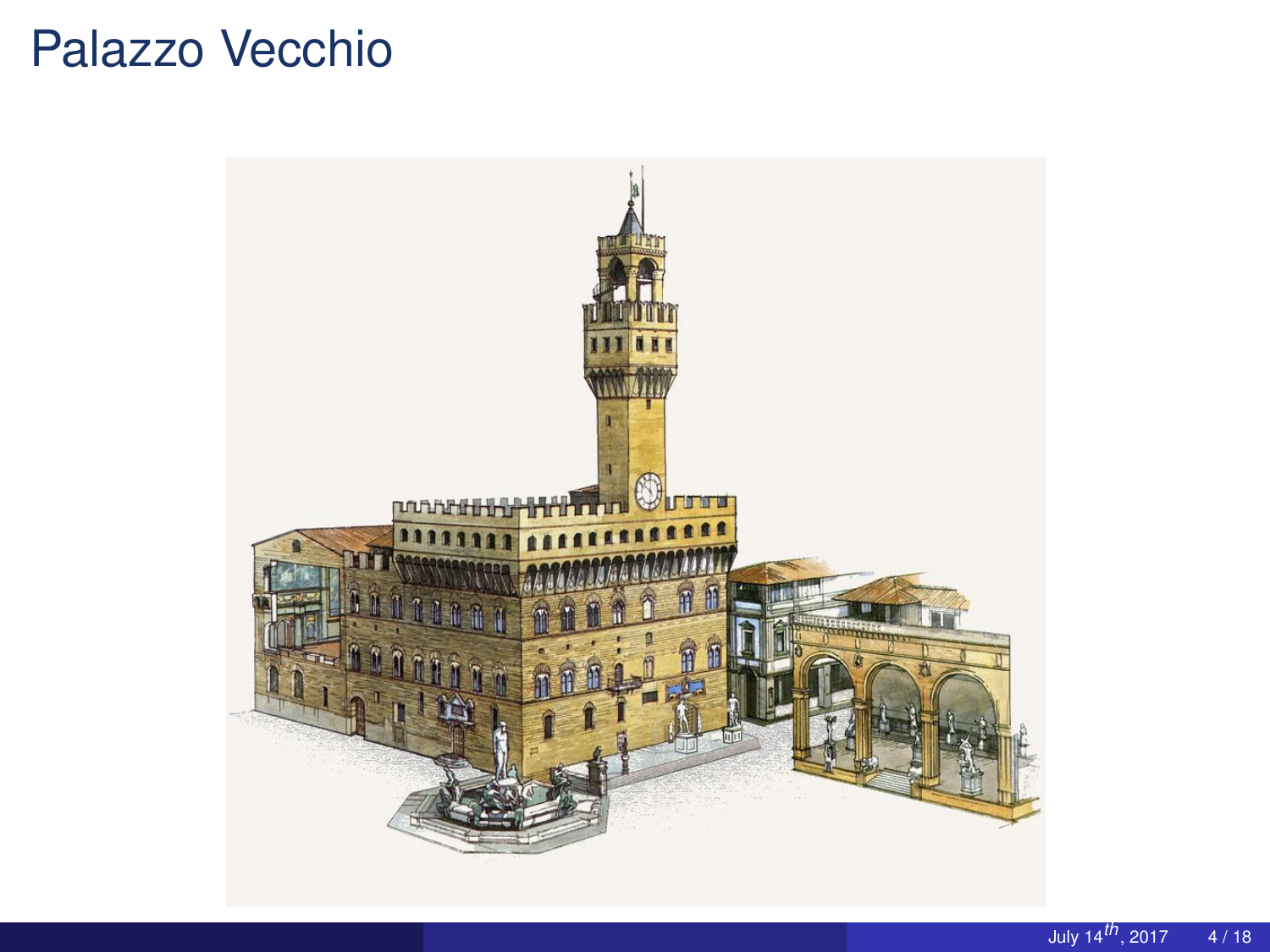# Palazzo Vecchio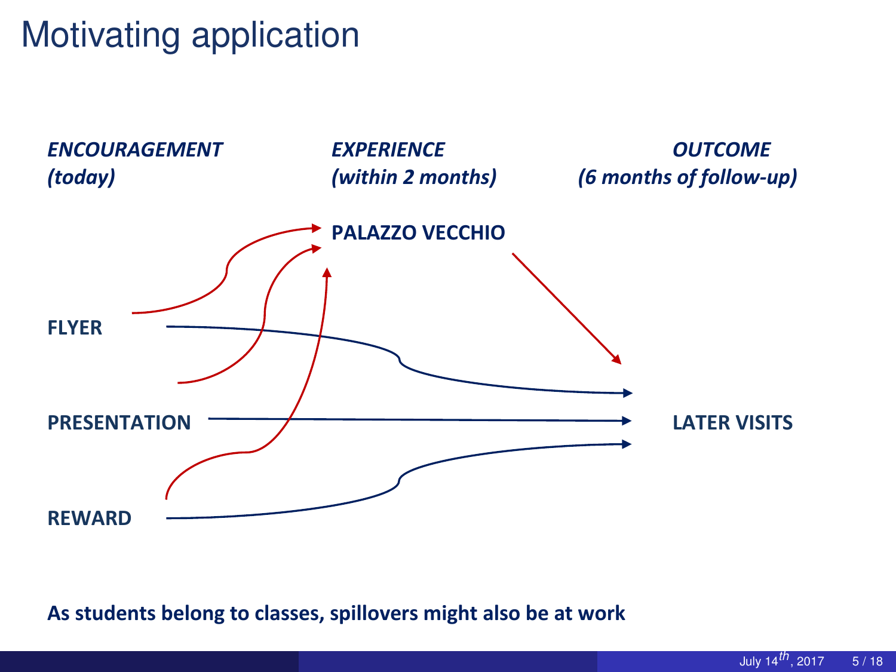# Motivating application

*ENCOURAGEMENT*
*(today)*

*EXPERIENCE*
*(within 2 months)*

*OUTCOME*
*(6 months of follow-up)*

**PALAZZO VECCHIO**

**FLYER**

**PRESENTATION**

**REWARD**

**LATER VISITS**

**As students belong to classes, spillovers might also be at work**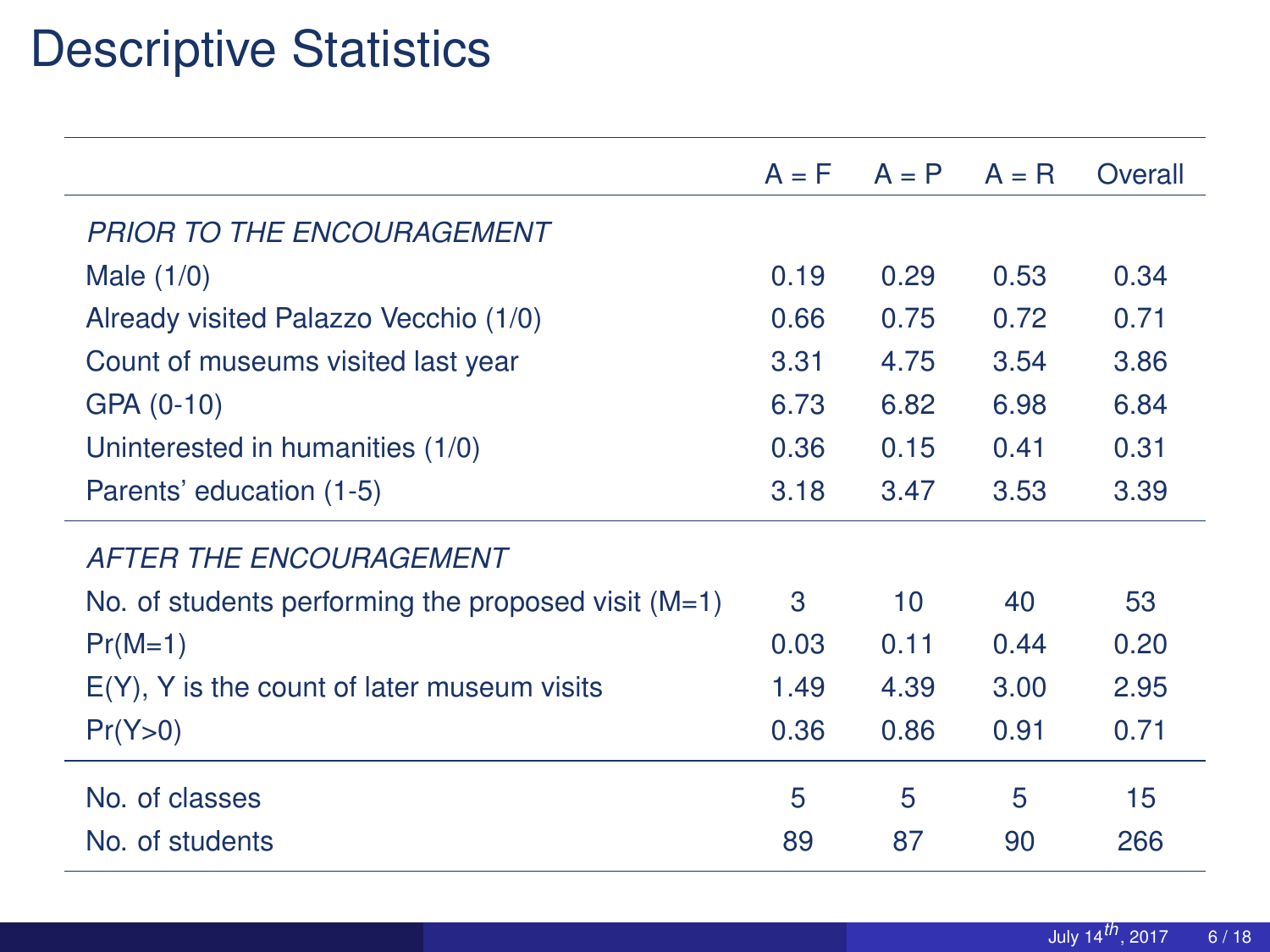# Descriptive Statistics

| | A = F | A = P | A = R | Overall |
|---|---|---|---|---|
| *PRIOR TO THE ENCOURAGEMENT* | | | | |
| Male (1/0) | 0.19 | 0.29 | 0.53 | 0.34 |
| Already visited Palazzo Vecchio (1/0) | 0.66 | 0.75 | 0.72 | 0.71 |
| Count of museums visited last year | 3.31 | 4.75 | 3.54 | 3.86 |
| GPA (0-10) | 6.73 | 6.82 | 6.98 | 6.84 |
| Uninterested in humanities (1/0) | 0.36 | 0.15 | 0.41 | 0.31 |
| Parents' education (1-5) | 3.18 | 3.47 | 3.53 | 3.39 |
| *AFTER THE ENCOURAGEMENT* | | | | |
| No. of students performing the proposed visit (M=1) | 3 | 10 | 40 | 53 |
| Pr(M=1) | 0.03 | 0.11 | 0.44 | 0.20 |
| E(Y), Y is the count of later museum visits | 1.49 | 4.39 | 3.00 | 2.95 |
| Pr(Y>0) | 0.36 | 0.86 | 0.91 | 0.71 |
| No. of classes | 5 | 5 | 5 | 15 |
| No. of students | 89 | 87 | 90 | 266 |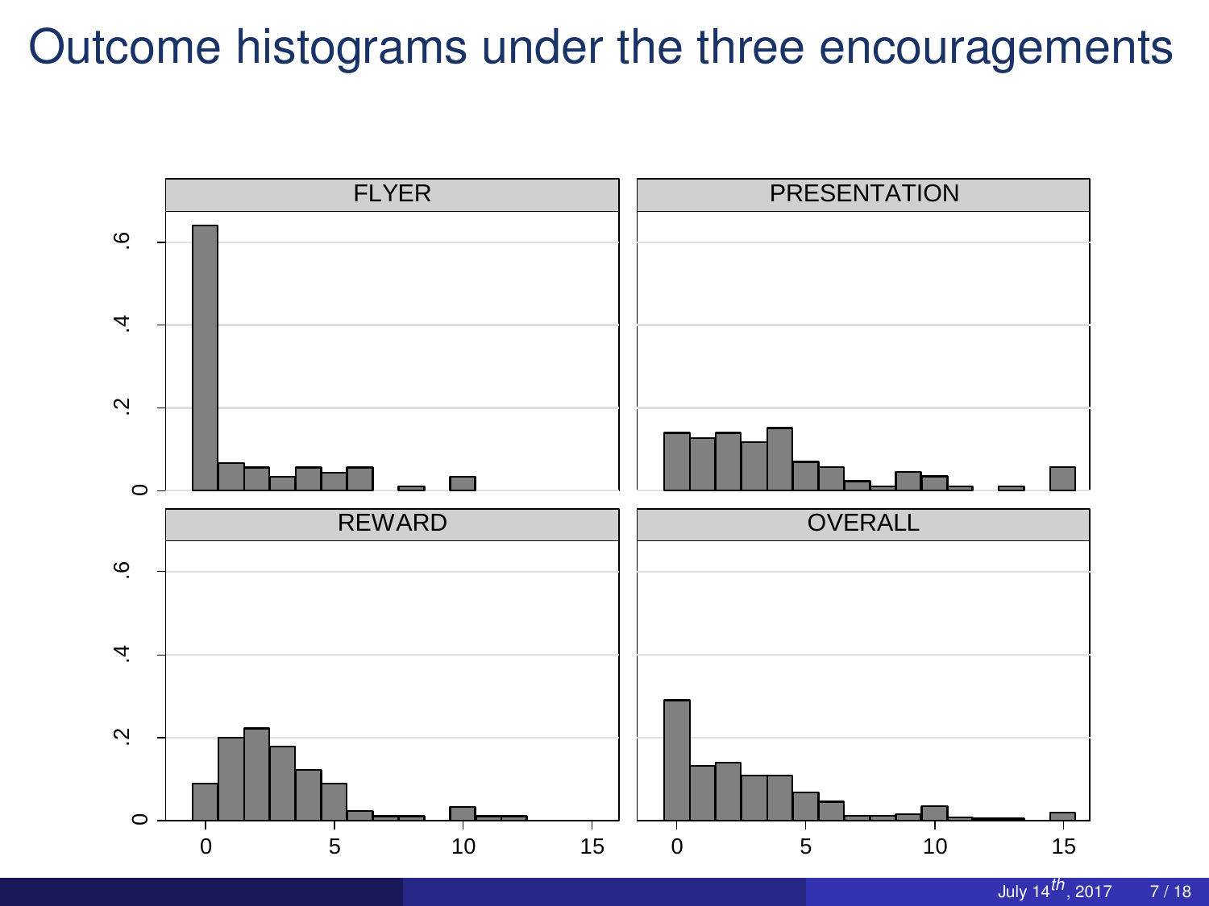# Outcome histograms under the three encouragements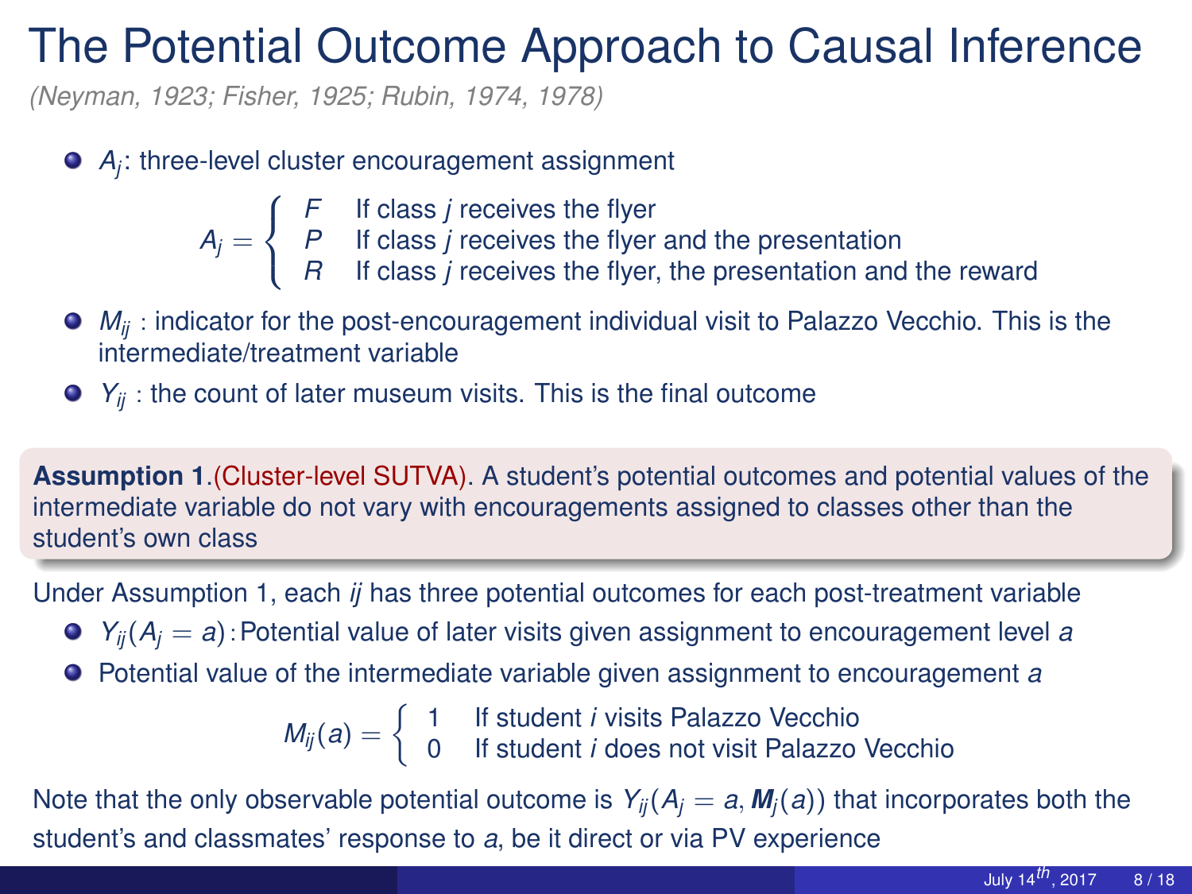# The Potential Outcome Approach to Causal Inference

*(Neyman, 1923; Fisher, 1925; Rubin, 1974, 1978)*

- $A_j$: three-level cluster encouragement assignment

$$A_j = \begin{cases} F & \text{If class } j \text{ receives the flyer} \\ P & \text{If class } j \text{ receives the flyer and the presentation} \\ R & \text{If class } j \text{ receives the flyer, the presentation and the reward} \end{cases}$$

- $M_{ij}$ : indicator for the post-encouragement individual visit to Palazzo Vecchio. This is the intermediate/treatment variable
- $Y_{ij}$ : the count of later museum visits. This is the final outcome

**Assumption 1**.(Cluster-level SUTVA). A student's potential outcomes and potential values of the intermediate variable do not vary with encouragements assigned to classes other than the student's own class

Under Assumption 1, each $ij$ has three potential outcomes for each post-treatment variable

- $Y_{ij}(A_j = a)$: Potential value of later visits given assignment to encouragement level $a$
- Potential value of the intermediate variable given assignment to encouragement $a$

$$M_{ij}(a) = \begin{cases} 1 & \text{If student } i \text{ visits Palazzo Vecchio} \\ 0 & \text{If student } i \text{ does not visit Palazzo Vecchio} \end{cases}$$

Note that the only observable potential outcome is $Y_{ij}(A_j = a, \boldsymbol{M}_j(a))$ that incorporates both the student's and classmates' response to $a$, be it direct or via PV experience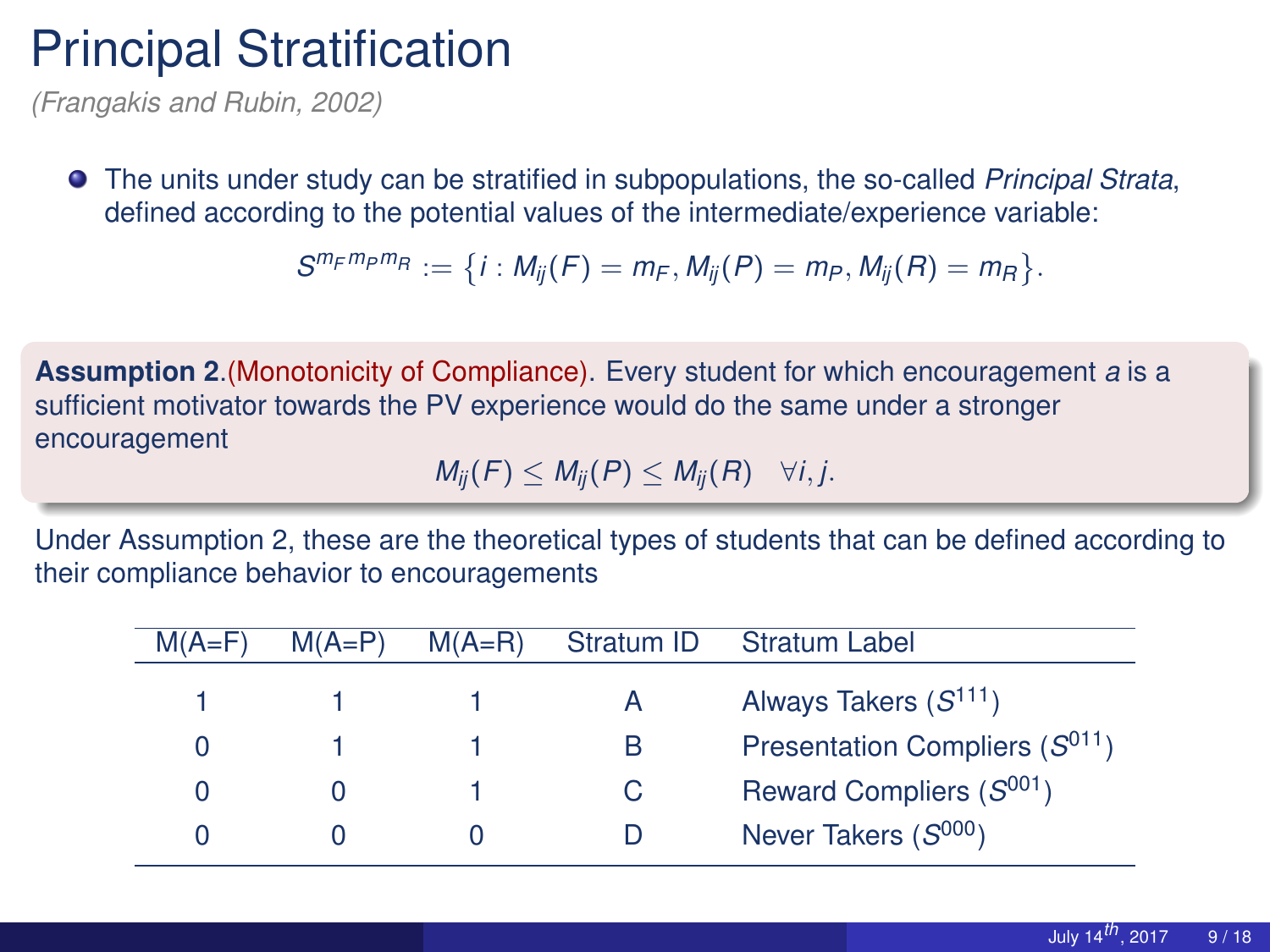# Principal Stratification

*(Frangakis and Rubin, 2002)*

- The units under study can be stratified in subpopulations, the so-called *Principal Strata*, defined according to the potential values of the intermediate/experience variable:

$$S^{m_F m_P m_R} := \{i : M_{ij}(F) = m_F, M_{ij}(P) = m_P, M_{ij}(R) = m_R\}.$$

**Assumption 2**.(Monotonicity of Compliance). Every student for which encouragement $a$ is a sufficient motivator towards the PV experience would do the same under a stronger encouragement

$$M_{ij}(F) \leq M_{ij}(P) \leq M_{ij}(R) \quad \forall i, j.$$

Under Assumption 2, these are the theoretical types of students that can be defined according to their compliance behavior to encouragements

| M(A=F) | M(A=P) | M(A=R) | Stratum ID | Stratum Label |
|---|---|---|---|---|
| 1 | 1 | 1 | A | Always Takers ($S^{111}$) |
| 0 | 1 | 1 | B | Presentation Compliers ($S^{011}$) |
| 0 | 0 | 1 | C | Reward Compliers ($S^{001}$) |
| 0 | 0 | 0 | D | Never Takers ($S^{000}$) |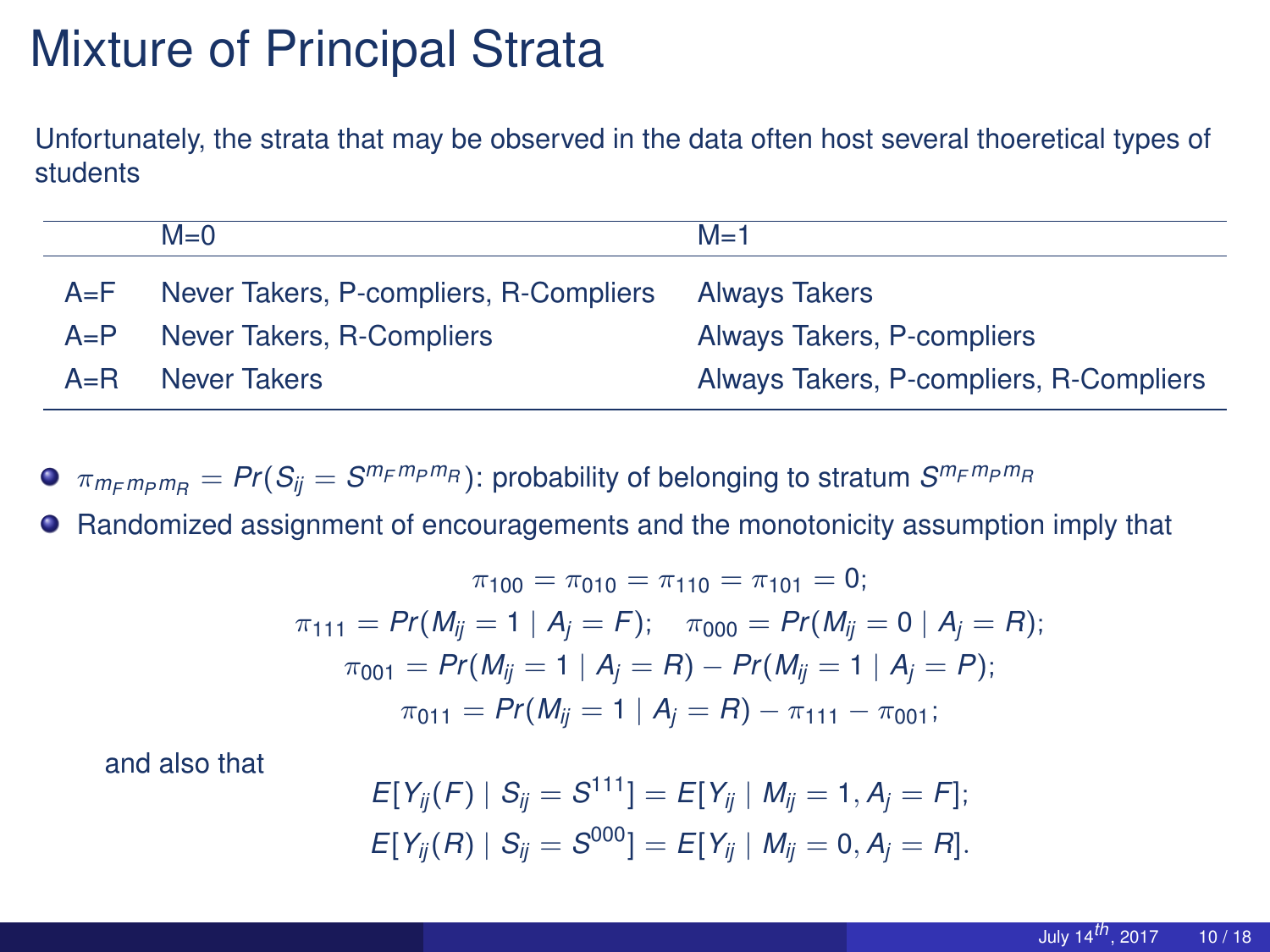# Mixture of Principal Strata

Unfortunately, the strata that may be observed in the data often host several thoeretical types of students

| | M=0 | M=1 |
|---|---|---|
| A=F | Never Takers, P-compliers, R-Compliers | Always Takers |
| A=P | Never Takers, R-Compliers | Always Takers, P-compliers |
| A=R | Never Takers | Always Takers, P-compliers, R-Compliers |

- $\pi_{m_F m_P m_R} = Pr(S_{ij} = S^{m_F m_P m_R})$: probability of belonging to stratum $S^{m_F m_P m_R}$
- Randomized assignment of encouragements and the monotonicity assumption imply that

$$\pi_{100} = \pi_{010} = \pi_{110} = \pi_{101} = 0;$$
$$\pi_{111} = Pr(M_{ij} = 1 \mid A_j = F); \quad \pi_{000} = Pr(M_{ij} = 0 \mid A_j = R);$$
$$\pi_{001} = Pr(M_{ij} = 1 \mid A_j = R) - Pr(M_{ij} = 1 \mid A_j = P);$$
$$\pi_{011} = Pr(M_{ij} = 1 \mid A_j = R) - \pi_{111} - \pi_{001};$$

and also that

$$E[Y_{ij}(F) \mid S_{ij} = S^{111}] = E[Y_{ij} \mid M_{ij} = 1, A_j = F];$$
$$E[Y_{ij}(R) \mid S_{ij} = S^{000}] = E[Y_{ij} \mid M_{ij} = 0, A_j = R].$$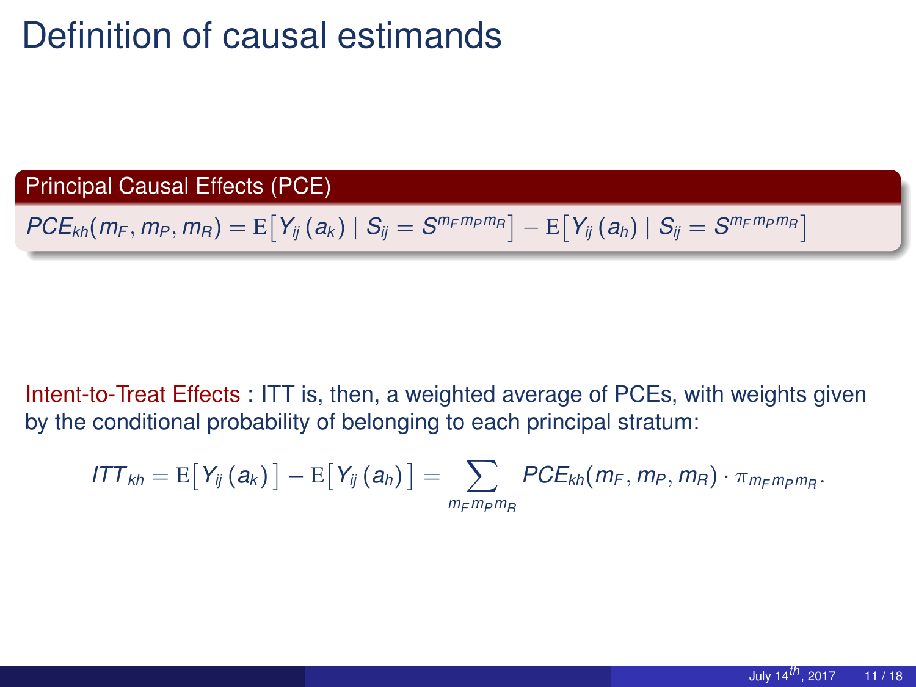# Definition of causal estimands

**Principal Causal Effects (PCE)**

$$PCE_{kh}(m_F, m_P, m_R) = \mathrm{E}\big[Y_{ij}(a_k) \mid S_{ij} = S^{m_F m_P m_R}\big] - \mathrm{E}\big[Y_{ij}(a_h) \mid S_{ij} = S^{m_F m_P m_R}\big]$$

Intent-to-Treat Effects : ITT is, then, a weighted average of PCEs, with weights given by the conditional probability of belonging to each principal stratum:

$$ITT_{kh} = \mathrm{E}\big[Y_{ij}(a_k)\big] - \mathrm{E}\big[Y_{ij}(a_h)\big] = \sum_{m_F m_P m_R} PCE_{kh}(m_F, m_P, m_R) \cdot \pi_{m_F m_P m_R}.$$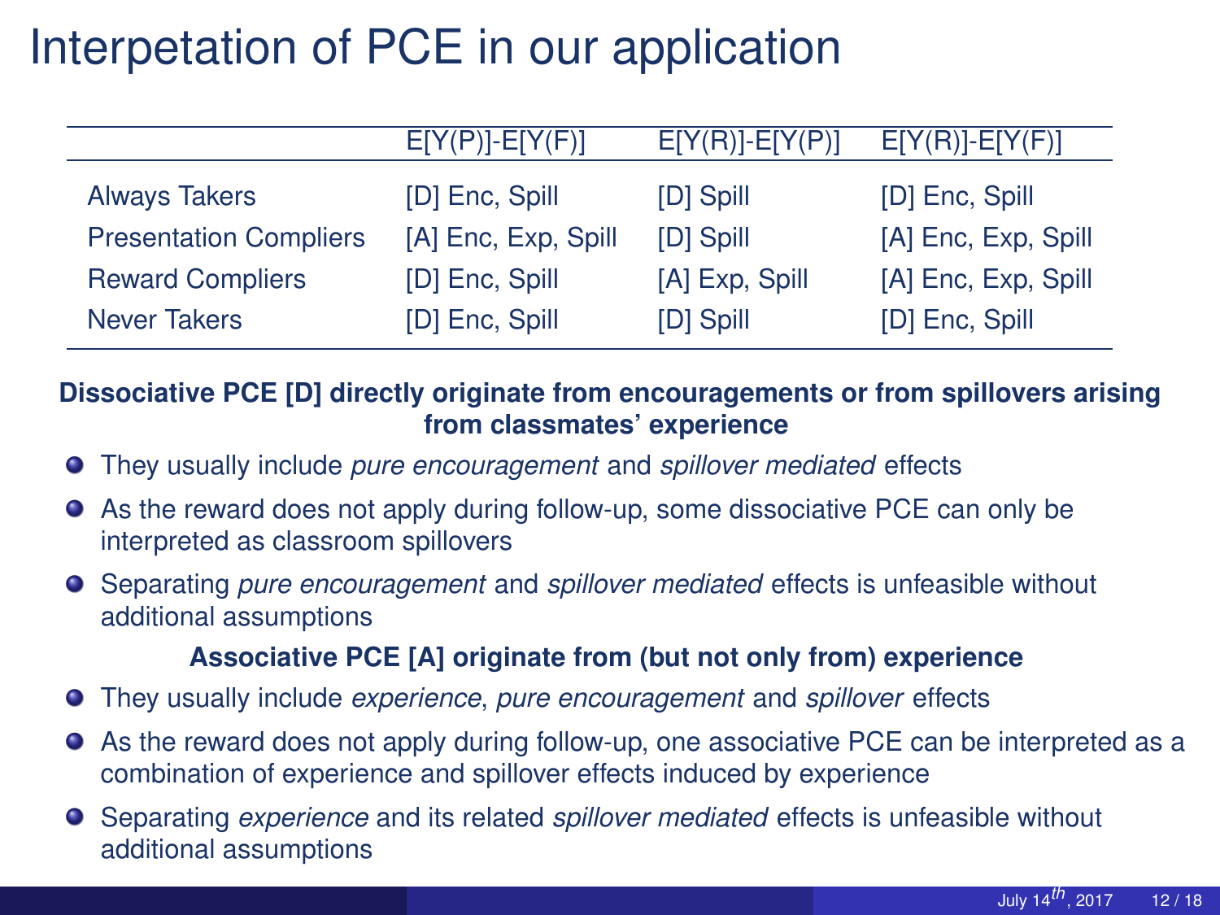# Interpetation of PCE in our application

| | E[Y(P)]-E[Y(F)] | E[Y(R)]-E[Y(P)] | E[Y(R)]-E[Y(F)] |
|---|---|---|---|
| Always Takers | [D] Enc, Spill | [D] Spill | [D] Enc, Spill |
| Presentation Compliers | [A] Enc, Exp, Spill | [D] Spill | [A] Enc, Exp, Spill |
| Reward Compliers | [D] Enc, Spill | [A] Exp, Spill | [A] Enc, Exp, Spill |
| Never Takers | [D] Enc, Spill | [D] Spill | [D] Enc, Spill |

**Dissociative PCE [D] directly originate from encouragements or from spillovers arising from classmates' experience**

- They usually include *pure encouragement* and *spillover mediated* effects
- As the reward does not apply during follow-up, some dissociative PCE can only be interpreted as classroom spillovers
- Separating *pure encouragement* and *spillover mediated* effects is unfeasible without additional assumptions

**Associative PCE [A] originate from (but not only from) experience**

- They usually include *experience*, *pure encouragement* and *spillover* effects
- As the reward does not apply during follow-up, one associative PCE can be interpreted as a combination of experience and spillover effects induced by experience
- Separating *experience* and its related *spillover mediated* effects is unfeasible without additional assumptions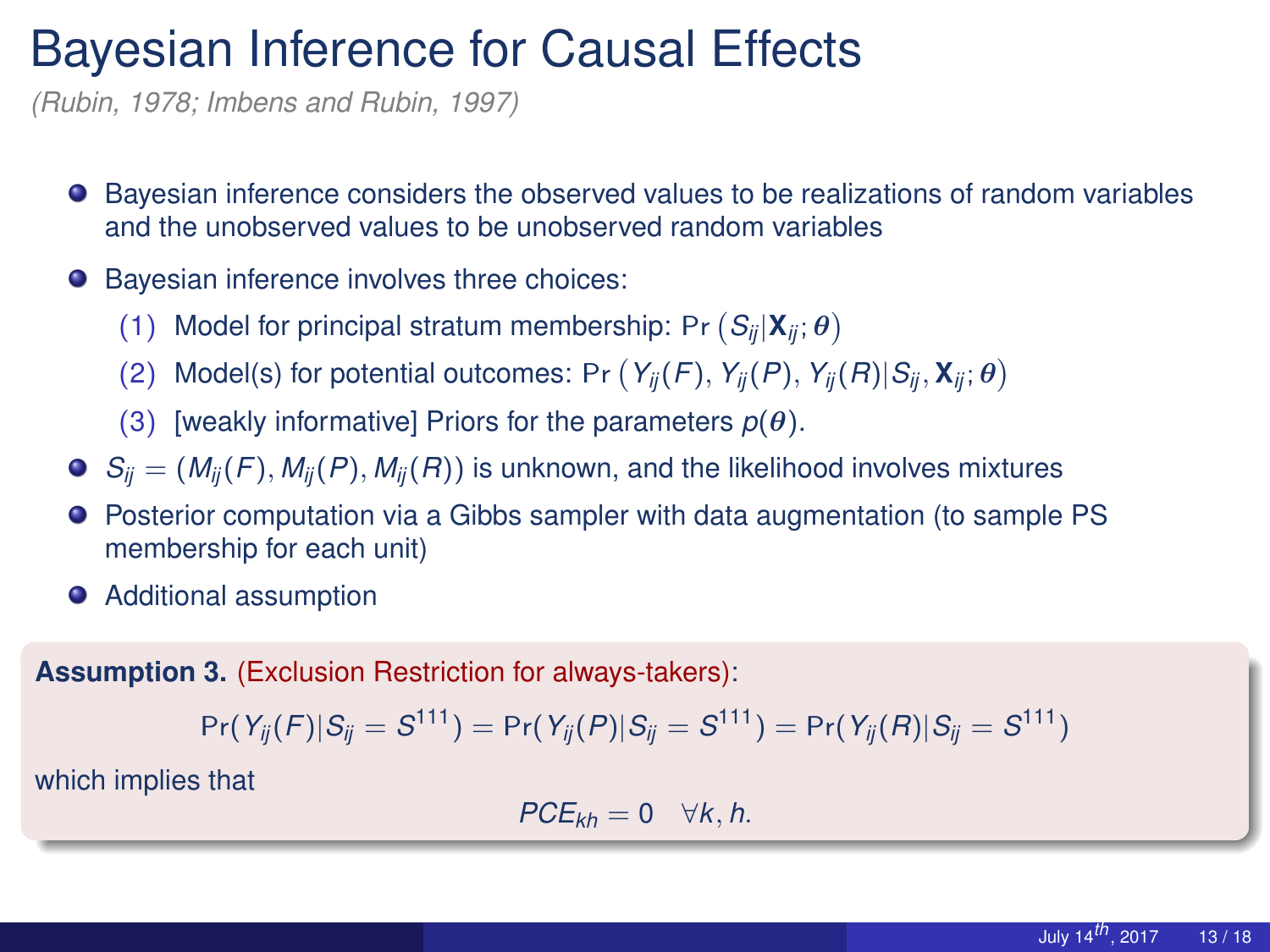# Bayesian Inference for Causal Effects

*(Rubin, 1978; Imbens and Rubin, 1997)*

- Bayesian inference considers the observed values to be realizations of random variables and the unobserved values to be unobserved random variables
- Bayesian inference involves three choices:
  - (1) Model for principal stratum membership: $\Pr\left(S_{ij} | \mathbf{X}_{ij}; \boldsymbol{\theta}\right)$
  - (2) Model(s) for potential outcomes: $\Pr\left(Y_{ij}(F), Y_{ij}(P), Y_{ij}(R) | S_{ij}, \mathbf{X}_{ij}; \boldsymbol{\theta}\right)$
  - (3) [weakly informative] Priors for the parameters $p(\boldsymbol{\theta})$.
- $S_{ij} = (M_{ij}(F), M_{ij}(P), M_{ij}(R))$ is unknown, and the likelihood involves mixtures
- Posterior computation via a Gibbs sampler with data augmentation (to sample PS membership for each unit)
- Additional assumption

**Assumption 3.** (Exclusion Restriction for always-takers):

$$\Pr(Y_{ij}(F) | S_{ij} = S^{111}) = \Pr(Y_{ij}(P) | S_{ij} = S^{111}) = \Pr(Y_{ij}(R) | S_{ij} = S^{111})$$

which implies that

$$PCE_{kh} = 0 \quad \forall k, h.$$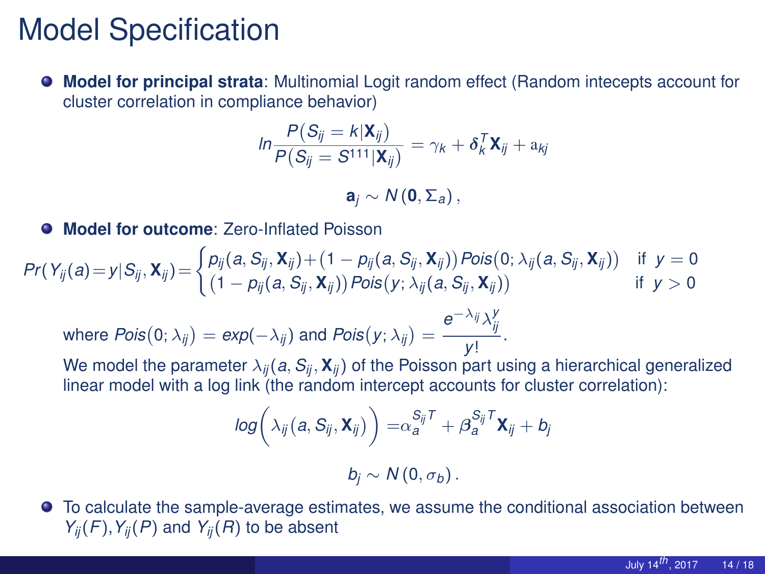# Model Specification

- **Model for principal strata**: Multinomial Logit random effect (Random intecepts account for cluster correlation in compliance behavior)

$$ln \frac{P(S_{ij} = k|\mathbf{X}_{ij})}{P(S_{ij} = S^{111}|\mathbf{X}_{ij})} = \gamma_k + \boldsymbol{\delta}_k^T \mathbf{X}_{ij} + \mathrm{a}_{kj}$$

$$\mathbf{a}_j \sim N(\mathbf{0}, \Sigma_a),$$

- **Model for outcome**: Zero-Inflated Poisson

$$Pr(Y_{ij}(a)=y|S_{ij}, \mathbf{X}_{ij}) = \begin{cases} p_{ij}(a, S_{ij}, \mathbf{X}_{ij}) + (1 - p_{ij}(a, S_{ij}, \mathbf{X}_{ij}))\, Pois(0; \lambda_{ij}(a, S_{ij}, \mathbf{X}_{ij})) & \text{if } y = 0 \\ (1 - p_{ij}(a, S_{ij}, \mathbf{X}_{ij}))\, Pois(y; \lambda_{ij}(a, S_{ij}, \mathbf{X}_{ij})) & \text{if } y > 0 \end{cases}$$

  where $Pois(0; \lambda_{ij}) = exp(-\lambda_{ij})$ and $Pois(y; \lambda_{ij}) = \dfrac{e^{-\lambda_{ij}} \lambda_{ij}^{y}}{y!}$.

  We model the parameter $\lambda_{ij}(a, S_{ij}, \mathbf{X}_{ij})$ of the Poisson part using a hierarchical generalized linear model with a log link (the random intercept accounts for cluster correlation):

$$log\Big(\lambda_{ij}(a, S_{ij}, \mathbf{X}_{ij})\Big) = \alpha_a^{S_{ij}\,T} + \boldsymbol{\beta}_a^{S_{ij}\,T} \mathbf{X}_{ij} + b_j$$

$$b_j \sim N(0, \sigma_b).$$

- To calculate the sample-average estimates, we assume the conditional association between $Y_{ij}(F)$, $Y_{ij}(P)$ and $Y_{ij}(R)$ to be absent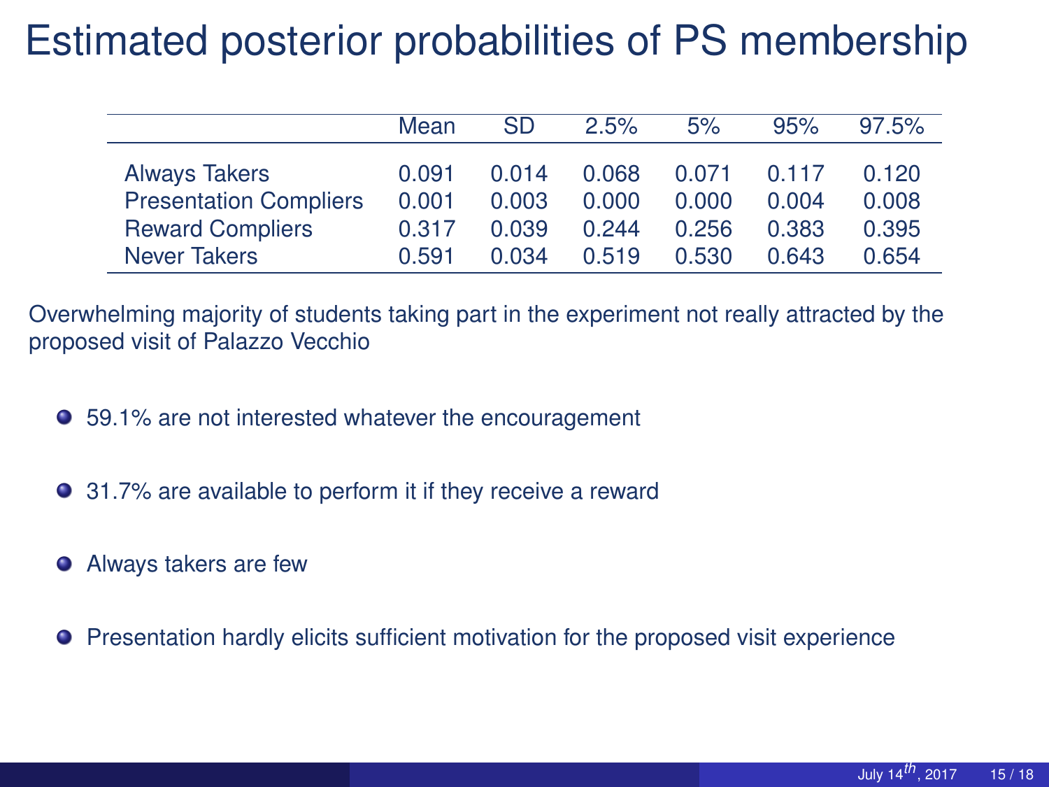# Estimated posterior probabilities of PS membership

| | Mean | SD | 2.5% | 5% | 95% | 97.5% |
|---|---|---|---|---|---|---|
| Always Takers | 0.091 | 0.014 | 0.068 | 0.071 | 0.117 | 0.120 |
| Presentation Compliers | 0.001 | 0.003 | 0.000 | 0.000 | 0.004 | 0.008 |
| Reward Compliers | 0.317 | 0.039 | 0.244 | 0.256 | 0.383 | 0.395 |
| Never Takers | 0.591 | 0.034 | 0.519 | 0.530 | 0.643 | 0.654 |

Overwhelming majority of students taking part in the experiment not really attracted by the proposed visit of Palazzo Vecchio

- 59.1% are not interested whatever the encouragement
- 31.7% are available to perform it if they receive a reward
- Always takers are few
- Presentation hardly elicits sufficient motivation for the proposed visit experience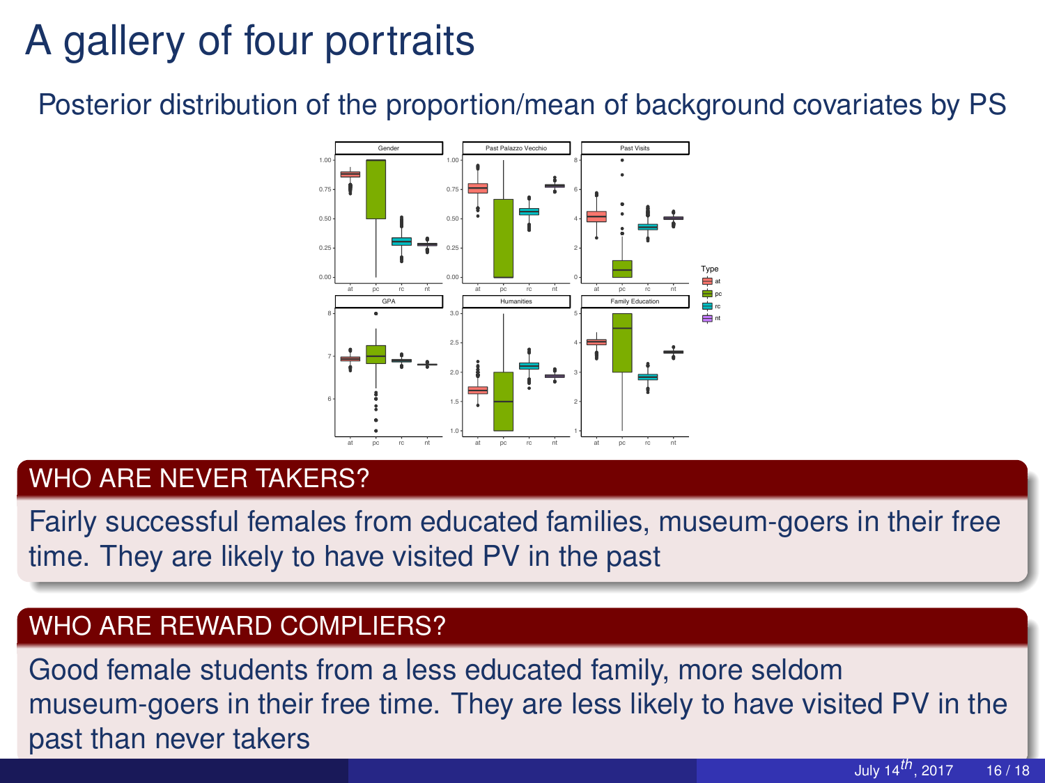# A gallery of four portraits

Posterior distribution of the proportion/mean of background covariates by PS

### WHO ARE NEVER TAKERS?

Fairly successful females from educated families, museum-goers in their free time. They are likely to have visited PV in the past

### WHO ARE REWARD COMPLIERS?

Good female students from a less educated family, more seldom museum-goers in their free time. They are less likely to have visited PV in the past than never takers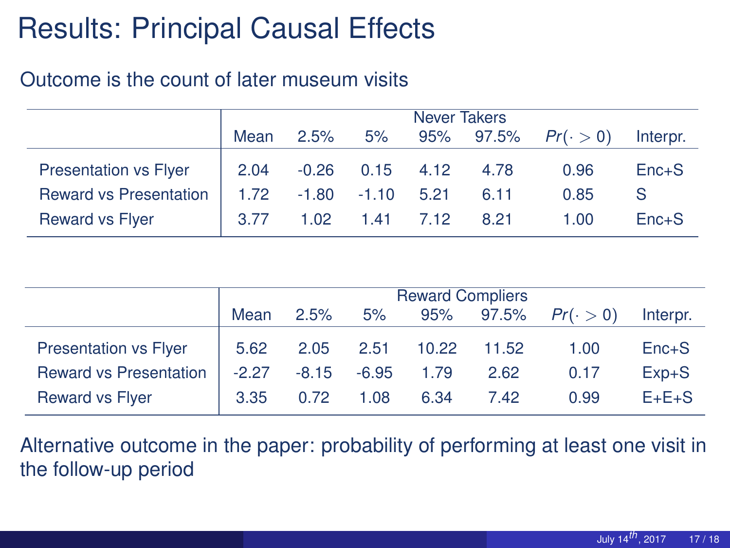# Results: Principal Causal Effects

Outcome is the count of later museum visits

| | Never Takers | | | | | | |
|---|---|---|---|---|---|---|---|
| | Mean | 2.5% | 5% | 95% | 97.5% | $Pr(\cdot > 0)$ | Interpr. |
| Presentation vs Flyer | 2.04 | -0.26 | 0.15 | 4.12 | 4.78 | 0.96 | Enc+S |
| Reward vs Presentation | 1.72 | -1.80 | -1.10 | 5.21 | 6.11 | 0.85 | S |
| Reward vs Flyer | 3.77 | 1.02 | 1.41 | 7.12 | 8.21 | 1.00 | Enc+S |

| | Reward Compliers | | | | | | |
|---|---|---|---|---|---|---|---|
| | Mean | 2.5% | 5% | 95% | 97.5% | $Pr(\cdot > 0)$ | Interpr. |
| Presentation vs Flyer | 5.62 | 2.05 | 2.51 | 10.22 | 11.52 | 1.00 | Enc+S |
| Reward vs Presentation | -2.27 | -8.15 | -6.95 | 1.79 | 2.62 | 0.17 | Exp+S |
| Reward vs Flyer | 3.35 | 0.72 | 1.08 | 6.34 | 7.42 | 0.99 | E+E+S |

Alternative outcome in the paper: probability of performing at least one visit in the follow-up period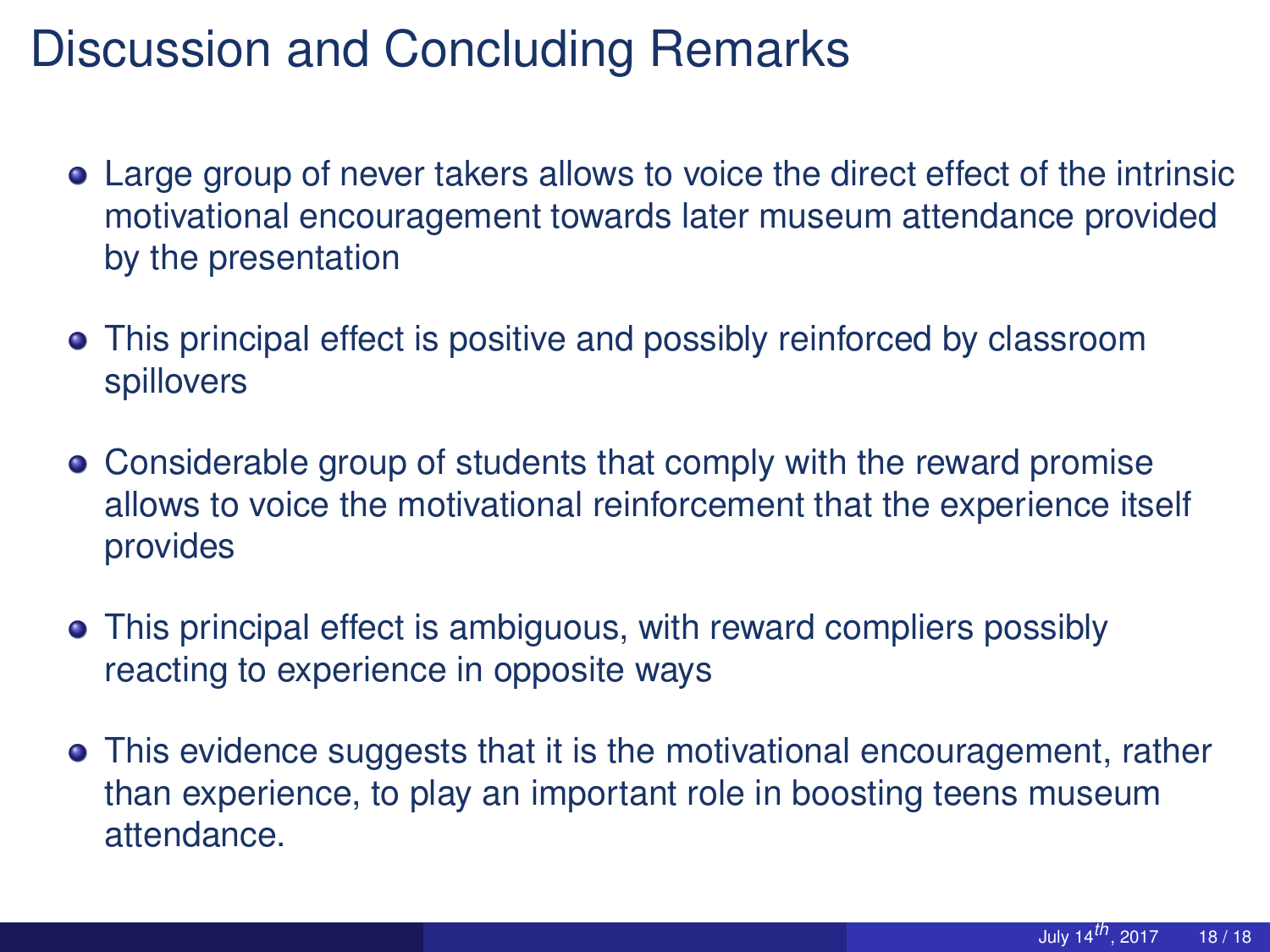# Discussion and Concluding Remarks

- Large group of never takers allows to voice the direct effect of the intrinsic motivational encouragement towards later museum attendance provided by the presentation
- This principal effect is positive and possibly reinforced by classroom spillovers
- Considerable group of students that comply with the reward promise allows to voice the motivational reinforcement that the experience itself provides
- This principal effect is ambiguous, with reward compliers possibly reacting to experience in opposite ways
- This evidence suggests that it is the motivational encouragement, rather than experience, to play an important role in boosting teens museum attendance.